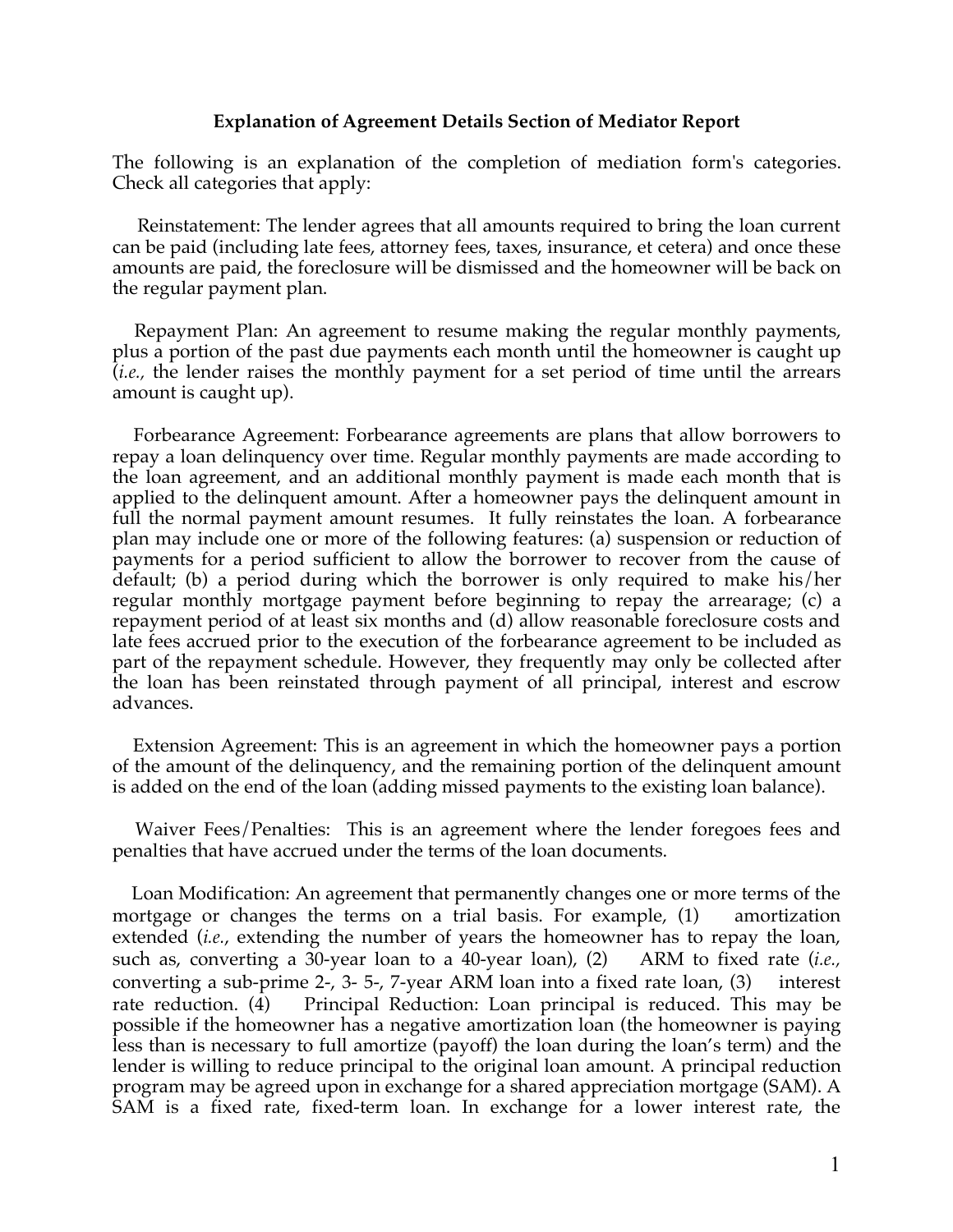**Explanation of Agreement Details Section of Mediator Report**

The following is an explanation of the completion of mediation form's categories. Check all categories that apply:

Reinstatement: The lender agrees that all amounts required to bring the loan current can be paid (including late fees, attorney fees, taxes, insurance, et cetera) and once these amounts are paid, the foreclosure will be dismissed and the homeowner will be back on the regular payment plan.

Repayment Plan: An agreement to resume making the regular monthly payments, plus a portion of the past due payments each month until the homeowner is caught up (*i.e.,* the lender raises the monthly payment for a set period of time until the arrears amount is caught up).

Forbearance Agreement: Forbearance agreements are plans that allow borrowers to repay a loan delinquency over time. Regular monthly payments are made according to the loan agreement, and an additional monthly payment is made each month that is applied to the delinquent amount. After a homeowner pays the delinquent amount in full the normal payment amount resumes. It fully reinstates the loan. A forbearance plan may include one or more of the following features: (a) suspension or reduction of payments for a period sufficient to allow the borrower to recover from the cause of default; (b) a period during which the borrower is only required to make his/her regular monthly mortgage payment before beginning to repay the arrearage; (c) a repayment period of at least six months and (d) allow reasonable foreclosure costs and late fees accrued prior to the execution of the forbearance agreement to be included as part of the repayment schedule. However, they frequently may only be collected after the loan has been reinstated through payment of all principal, interest and escrow advances.

Extension Agreement: This is an agreement in which the homeowner pays a portion of the amount of the delinquency, and the remaining portion of the delinquent amount is added on the end of the loan (adding missed payments to the existing loan balance).

Waiver Fees/Penalties: This is an agreement where the lender foregoes fees and penalties that have accrued under the terms of the loan documents.

Loan Modification: An agreement that permanently changes one or more terms of the mortgage or changes the terms on a trial basis. For example, (1) amortization extended (*i.e.*, extending the number of years the homeowner has to repay the loan, such as, converting a 30-year loan to a 40-year loan), (2) ARM to fixed rate (*i.e.,* converting a sub-prime 2-, 3- 5-, 7-year ARM loan into a fixed rate loan, (3) interest rate reduction. (4) Principal Reduction: Loan principal is reduced. This may be possible if the homeowner has a negative amortization loan (the homeowner is paying less than is necessary to full amortize (payoff) the loan during the loan's term) and the lender is willing to reduce principal to the original loan amount. A principal reduction program may be agreed upon in exchange for a shared appreciation mortgage (SAM). A SAM is a fixed rate, fixed-term loan. In exchange for a lower interest rate, the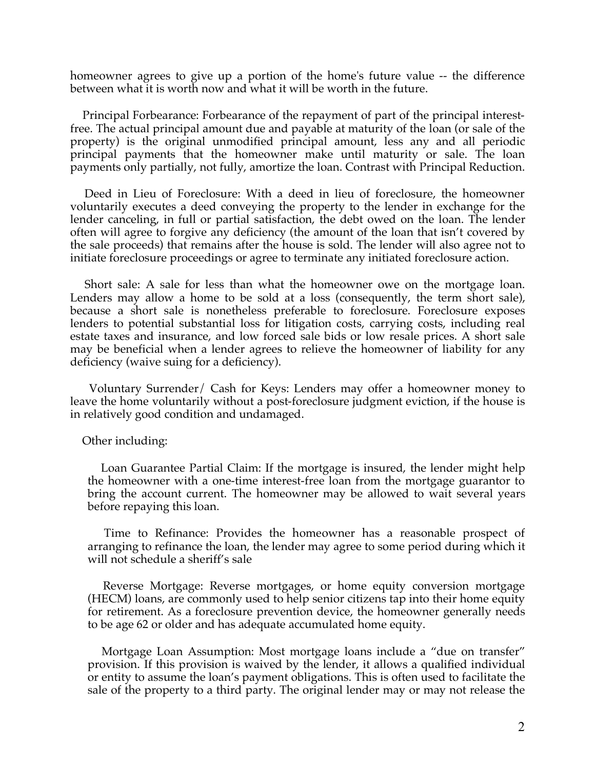homeowner agrees to give up a portion of the home's future value -- the difference between what it is worth now and what it will be worth in the future.

Principal Forbearance: Forbearance of the repayment of part of the principal interest-free. The actual principal amount due and payable at maturity of the loan (or sale of the property) is the original unmodified principal amount, less any and all periodic principal payments that the homeowner make until maturity or sale. The loan payments only partially, not fully, amortize the loan. Contrast with Principal Reduction.

Deed in Lieu of Foreclosure: With a deed in lieu of foreclosure, the homeowner voluntarily executes a deed conveying the property to the lender in exchange for the lender canceling, in full or partial satisfaction, the debt owed on the loan. The lender often will agree to forgive any deficiency (the amount of the loan that isn't covered by the sale proceeds) that remains after the house is sold. The lender will also agree not to initiate foreclosure proceedings or agree to terminate any initiated foreclosure action.

Short sale: A sale for less than what the homeowner owe on the mortgage loan. Lenders may allow a home to be sold at a loss (consequently, the term short sale), because a short sale is nonetheless preferable to foreclosure. Foreclosure exposes lenders to potential substantial loss for litigation costs, carrying costs, including real estate taxes and insurance, and low forced sale bids or low resale prices. A short sale may be beneficial when a lender agrees to relieve the homeowner of liability for any deficiency (waive suing for a deficiency).

Voluntary Surrender/ Cash for Keys: Lenders may offer a homeowner money to leave the home voluntarily without a post-foreclosure judgment eviction, if the house is in relatively good condition and undamaged.

Other including:

Loan Guarantee Partial Claim: If the mortgage is insured, the lender might help the homeowner with a one-time interest-free loan from the mortgage guarantor to bring the account current. The homeowner may be allowed to wait several years before repaying this loan.

Time to Refinance: Provides the homeowner has a reasonable prospect of arranging to refinance the loan, the lender may agree to some period during which it will not schedule a sheriff's sale

Reverse Mortgage: Reverse mortgages, or home equity conversion mortgage (HECM) loans, are commonly used to help senior citizens tap into their home equity for retirement. As a foreclosure prevention device, the homeowner generally needs to be age 62 or older and has adequate accumulated home equity.

Mortgage Loan Assumption: Most mortgage loans include a "due on transfer" provision. If this provision is waived by the lender, it allows a qualified individual or entity to assume the loan's payment obligations. This is often used to facilitate the sale of the property to a third party. The original lender may or may not release the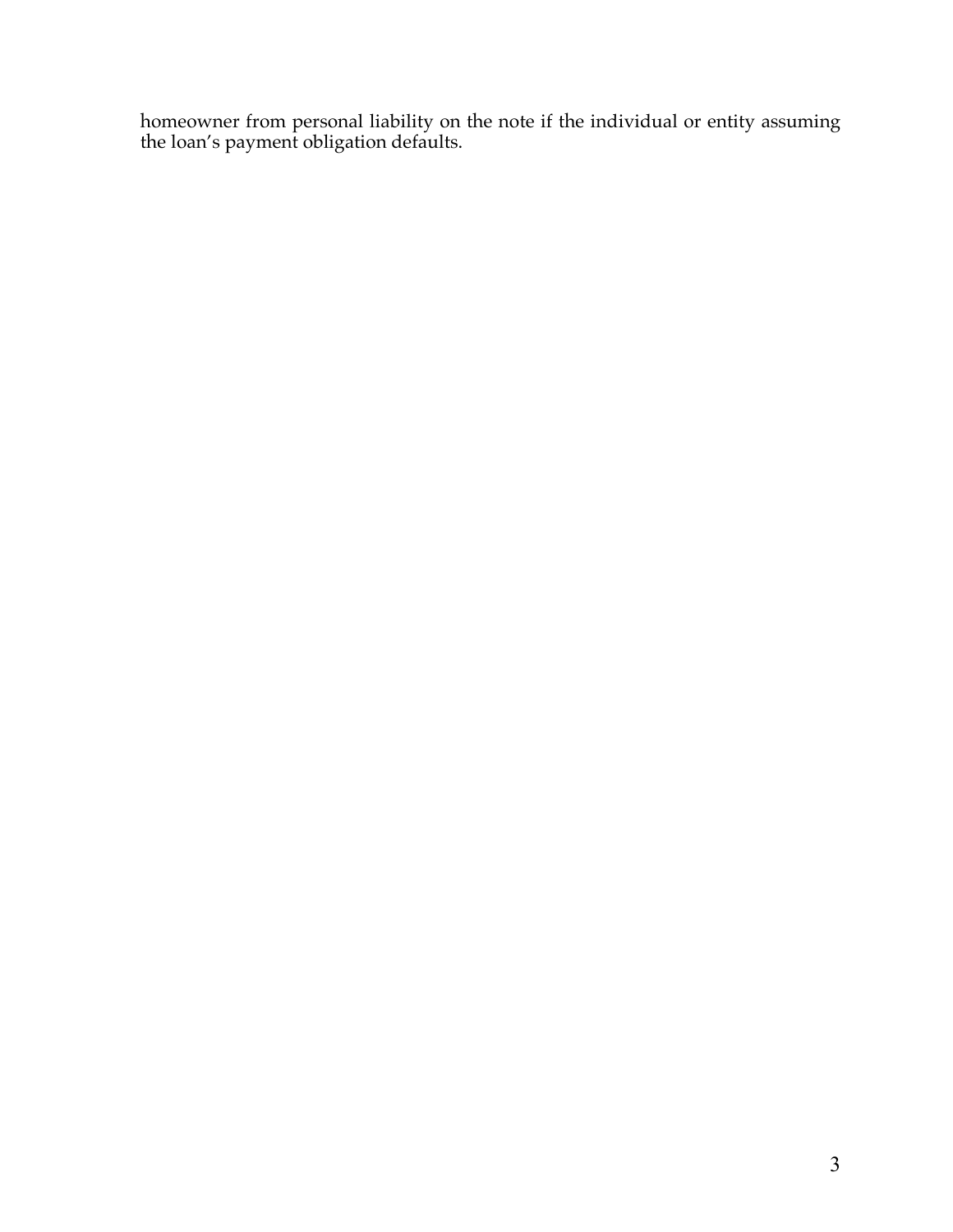homeowner from personal liability on the note if the individual or entity assuming the loan's payment obligation defaults.